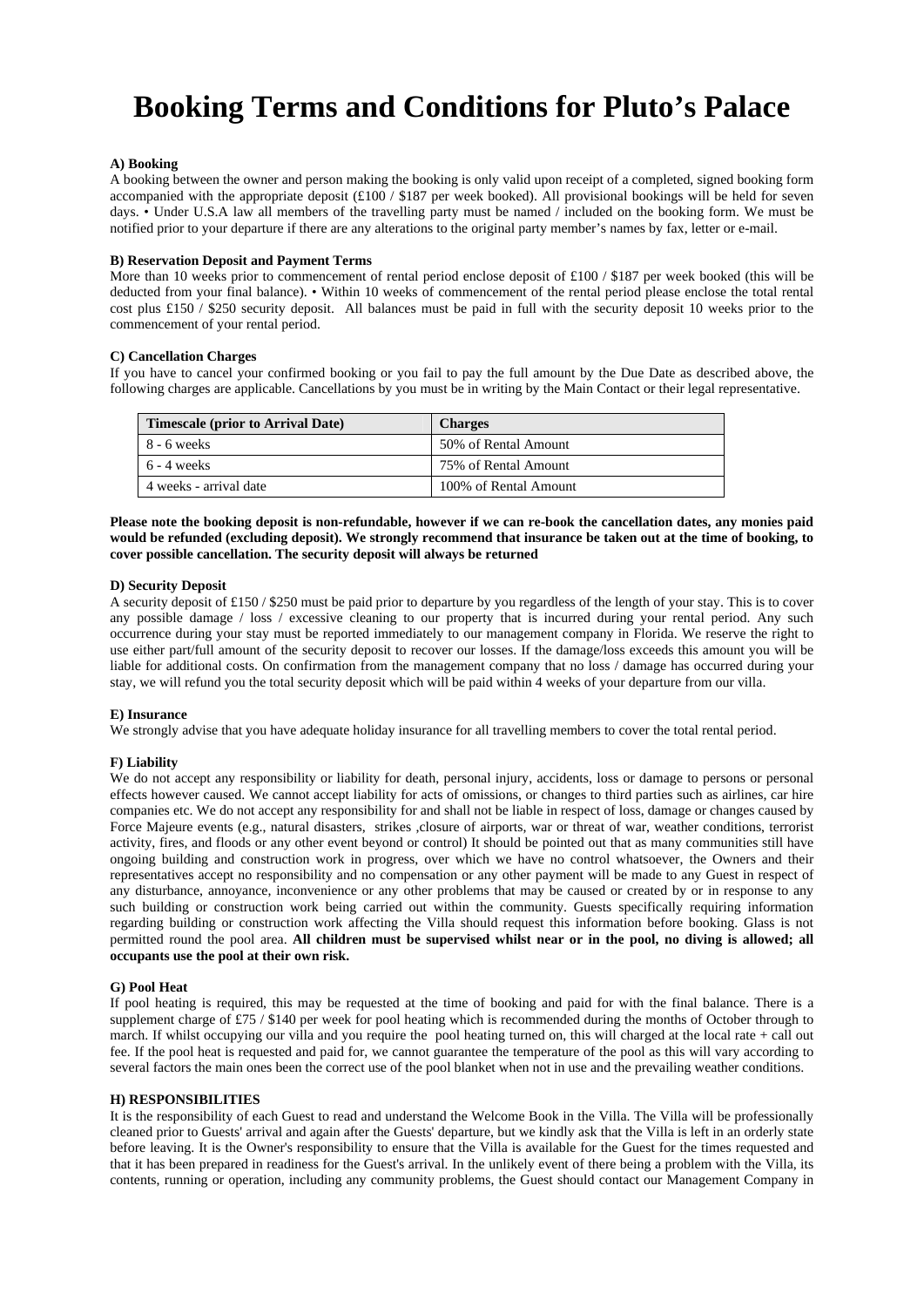# Booking Terms and Conditions for Pluto's Palace

**A) Booking**

A booking between the owner and person making the booking is only valid upon receipt of a completed, signed booking form accompanied with the appropriate deposit (£100 / $187 per week booked). All provisional bookings will be held for seven days. • Under U.S.A law all members of the travelling party must be named / included on the booking form. We must be notified prior to your departure if there are any alterations to the original party member's names by fax, letter or e-mail.

**B) Reservation Deposit and Payment Terms**

More than 10 weeks prior to commencement of rental period enclose deposit of £100 / $187 per week booked (this will be deducted from your final balance). • Within 10 weeks of commencement of the rental period please enclose the total rental cost plus £150 / $250 security deposit. All balances must be paid in full with the security deposit 10 weeks prior to the commencement of your rental period.

**C) Cancellation Charges**

If you have to cancel your confirmed booking or you fail to pay the full amount by the Due Date as described above, the following charges are applicable. Cancellations by you must be in writing by the Main Contact or their legal representative.

| Timescale (prior to Arrival Date) | Charges |
|---|---|
| 8 - 6 weeks | 50% of Rental Amount |
| 6 - 4 weeks | 75% of Rental Amount |
| 4 weeks - arrival date | 100% of Rental Amount |

**Please note the booking deposit is non-refundable, however if we can re-book the cancellation dates, any monies paid would be refunded (excluding deposit). We strongly recommend that insurance be taken out at the time of booking, to cover possible cancellation. The security deposit will always be returned**

**D) Security Deposit**

A security deposit of £150 / $250 must be paid prior to departure by you regardless of the length of your stay. This is to cover any possible damage / loss / excessive cleaning to our property that is incurred during your rental period. Any such occurrence during your stay must be reported immediately to our management company in Florida. We reserve the right to use either part/full amount of the security deposit to recover our losses. If the damage/loss exceeds this amount you will be liable for additional costs. On confirmation from the management company that no loss / damage has occurred during your stay, we will refund you the total security deposit which will be paid within 4 weeks of your departure from our villa.

**E) Insurance**

We strongly advise that you have adequate holiday insurance for all travelling members to cover the total rental period.

**F) Liability**

We do not accept any responsibility or liability for death, personal injury, accidents, loss or damage to persons or personal effects however caused. We cannot accept liability for acts of omissions, or changes to third parties such as airlines, car hire companies etc. We do not accept any responsibility for and shall not be liable in respect of loss, damage or changes caused by Force Majeure events (e.g., natural disasters, strikes ,closure of airports, war or threat of war, weather conditions, terrorist activity, fires, and floods or any other event beyond or control) It should be pointed out that as many communities still have ongoing building and construction work in progress, over which we have no control whatsoever, the Owners and their representatives accept no responsibility and no compensation or any other payment will be made to any Guest in respect of any disturbance, annoyance, inconvenience or any other problems that may be caused or created by or in response to any such building or construction work being carried out within the community. Guests specifically requiring information regarding building or construction work affecting the Villa should request this information before booking. Glass is not permitted round the pool area. **All children must be supervised whilst near or in the pool, no diving is allowed; all occupants use the pool at their own risk.**

**G) Pool Heat**

If pool heating is required, this may be requested at the time of booking and paid for with the final balance. There is a supplement charge of £75 / $140 per week for pool heating which is recommended during the months of October through to march. If whilst occupying our villa and you require the pool heating turned on, this will charged at the local rate + call out fee. If the pool heat is requested and paid for, we cannot guarantee the temperature of the pool as this will vary according to several factors the main ones been the correct use of the pool blanket when not in use and the prevailing weather conditions.

**H) RESPONSIBILITIES**

It is the responsibility of each Guest to read and understand the Welcome Book in the Villa. The Villa will be professionally cleaned prior to Guests' arrival and again after the Guests' departure, but we kindly ask that the Villa is left in an orderly state before leaving. It is the Owner's responsibility to ensure that the Villa is available for the Guest for the times requested and that it has been prepared in readiness for the Guest's arrival. In the unlikely event of there being a problem with the Villa, its contents, running or operation, including any community problems, the Guest should contact our Management Company in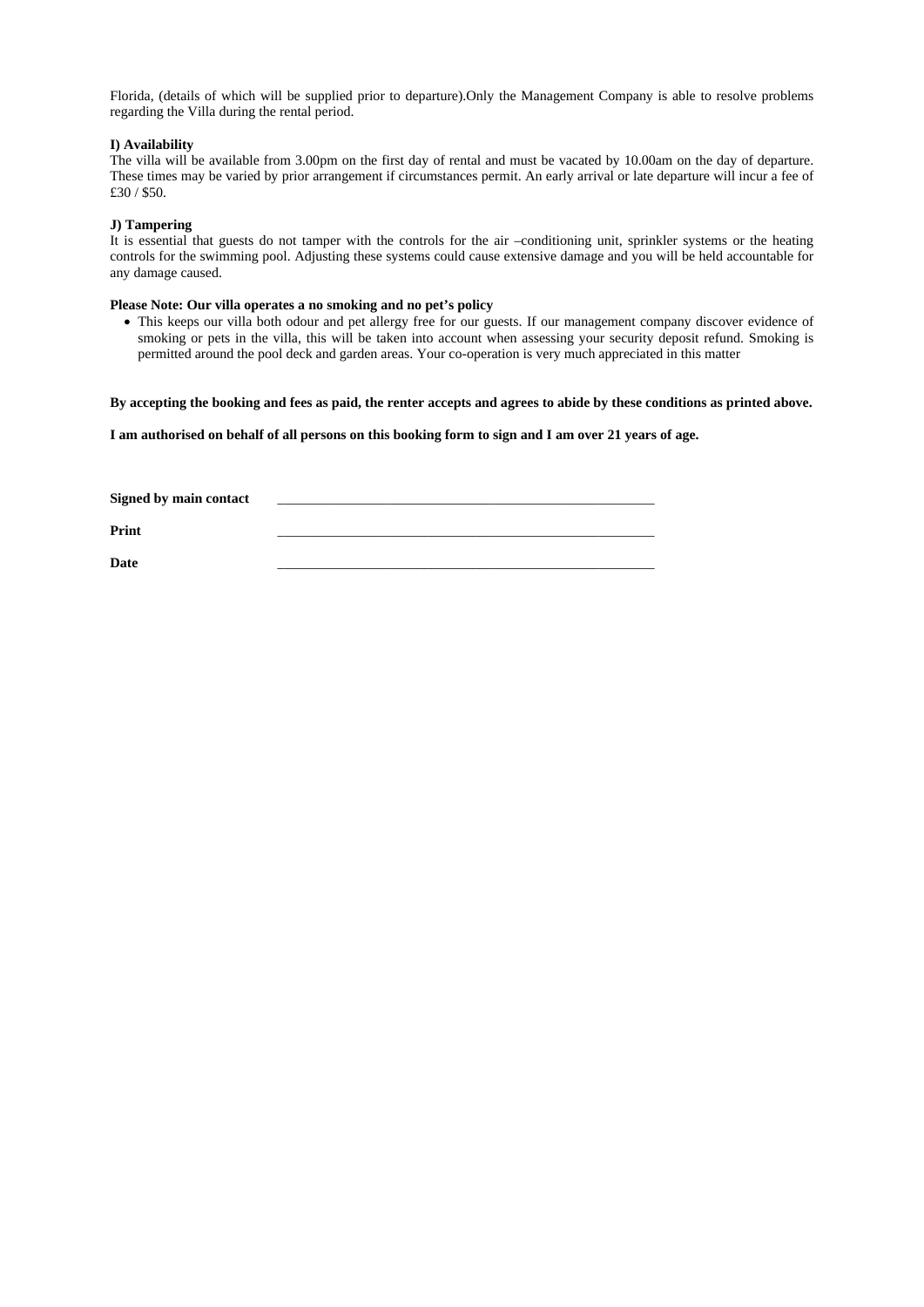Florida, (details of which will be supplied prior to departure).Only the Management Company is able to resolve problems regarding the Villa during the rental period.

**I) Availability**

The villa will be available from 3.00pm on the first day of rental and must be vacated by 10.00am on the day of departure. These times may be varied by prior arrangement if circumstances permit. An early arrival or late departure will incur a fee of £30 / $50.

**J) Tampering**

It is essential that guests do not tamper with the controls for the air –conditioning unit, sprinkler systems or the heating controls for the swimming pool. Adjusting these systems could cause extensive damage and you will be held accountable for any damage caused.

**Please Note: Our villa operates a no smoking and no pet's policy**

- This keeps our villa both odour and pet allergy free for our guests. If our management company discover evidence of smoking or pets in the villa, this will be taken into account when assessing your security deposit refund. Smoking is permitted around the pool deck and garden areas. Your co-operation is very much appreciated in this matter

**By accepting the booking and fees as paid, the renter accepts and agrees to abide by these conditions as printed above.**

**I am authorised on behalf of all persons on this booking form to sign and I am over 21 years of age.**

**Signed by main contact** \_\_\_\_\_\_\_\_\_\_\_\_\_\_\_\_\_\_\_\_\_\_\_\_\_\_\_\_\_\_\_\_\_\_\_\_\_\_\_\_

**Print** \_\_\_\_\_\_\_\_\_\_\_\_\_\_\_\_\_\_\_\_\_\_\_\_\_\_\_\_\_\_\_\_\_\_\_\_\_\_\_\_

**Date** \_\_\_\_\_\_\_\_\_\_\_\_\_\_\_\_\_\_\_\_\_\_\_\_\_\_\_\_\_\_\_\_\_\_\_\_\_\_\_\_